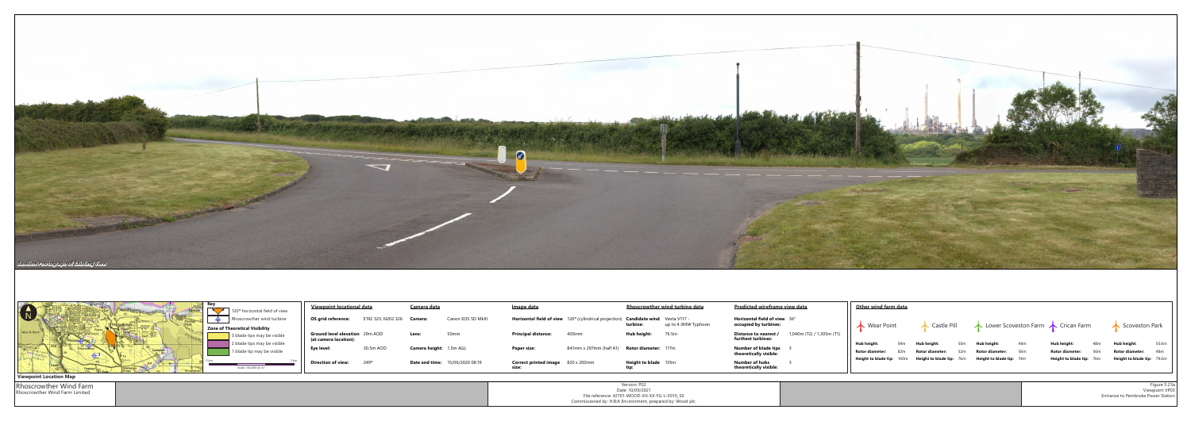Baseline Photograph of Existing View

**Viewpoint Location Map**

**Key**

- 120° horizontal field of view
- Rhoscrowther wind turbine

**Zone of Theoretical Visibility**

- 3 blade tips may be visible
- 2 blade tips may be visible
- 1 blade tip may be visible

Scale 1:50,000 @ A1

**Viewpoint locational data**

| | |
|---|---|
| OS grid reference: | E192 323, N202 326 |
| Ground level elevation (at camera location): | 29m AOD |
| Eye level: | 30.5m AOD |
| Direction of view: | 249° |

**Camera data**

| | |
|---|---|
| Camera: | Canon EOS 5D MkIII |
| Lens: | 50mm |
| Camera height: | 1.5m AGL |
| Date and time: | 15/06/2020 08:19 |

**Image data**

| | |
|---|---|
| Horizontal field of view | 120° (cylindrical projection) |
| Principal distance: | 400mm |
| Paper size: | 841mm x 297mm (half A1) |
| Correct printed image size: | 820 x 200mm |

**Rhoscrowther wind turbine data**

| | |
|---|---|
| Candidate wind turbine: | Vesta V117 - up to 4.3MW Typhoon |
| Hub height: | 76.5m |
| Rotor diameter: | 117m |
| Height to blade tip: | 135m |

**Predicted wireframe view data**

| | |
|---|---|
| Horizontal field of view occupied by turbines: | 36° |
| Distance to nearest / furthest turbines: | 1,040m (T2) / 1,305m (T1) |
| Number of blade tips theoretically visible: | 3 |
| Number of hubs theoretically visible: | 3 |

**Other wind farm data**

| | Wear Point | Castle Pill | Lower Scoveston Farm | Crican Farm | Scoveston Park |
|---|---|---|---|---|---|
| Hub height: | 59m | 50m | 46m | 48m | 55.6m |
| Rotor diameter: | 82m | 52m | 56m | 56m | 48m |
| Height to blade tip: | 100m | 76m | 74m | 76m | 79.6m |

Rhoscrowther Wind Farm
Rhoscrowther Wind Farm Limited

Version: P02
Date: 10/09/2021
File reference: 42701-WOOD-XX-XX-FG-L-0010_S0
Commissioned by: H.B.A Environment, prepared by: Wood plc.

Figure 5.23a
Viewpoint VP03
Entrance to Pembroke Power Station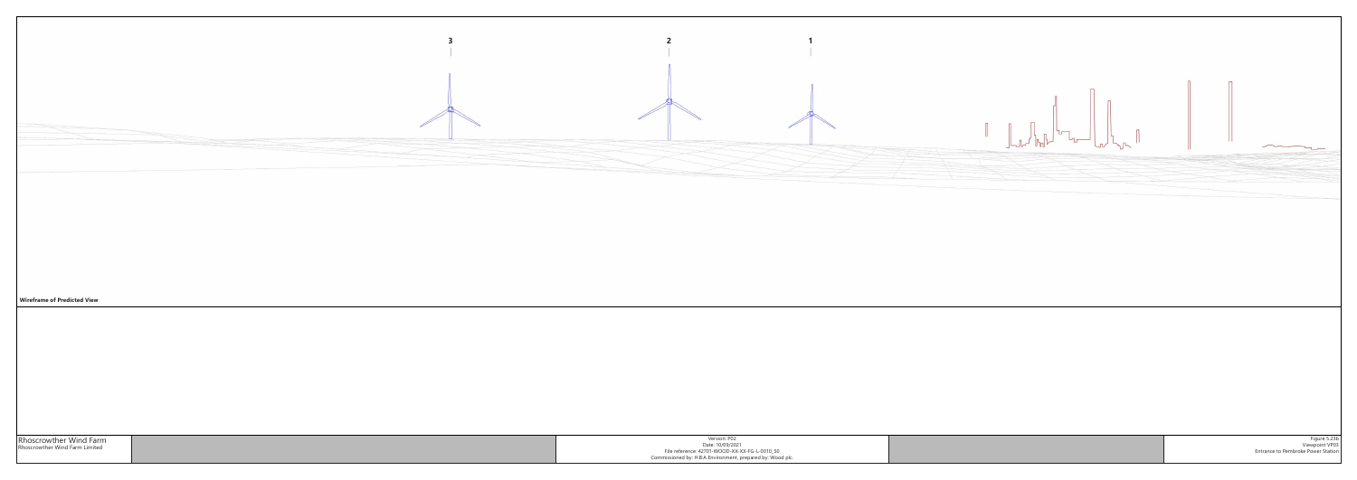3

2

1

**Wireframe of Predicted View**

Rhoscrowther Wind Farm
Rhoscrowther Wind Farm Limited

Version: P02
Date: 10/09/2021
File reference: 42701-WOOD-XX-XX-FG-L-0010_S0
Commissioned by: H.B.A Environment, prepared by: Wood plc.

Figure 5.23b
Viewpoint VP03
Entrance to Pembroke Power Station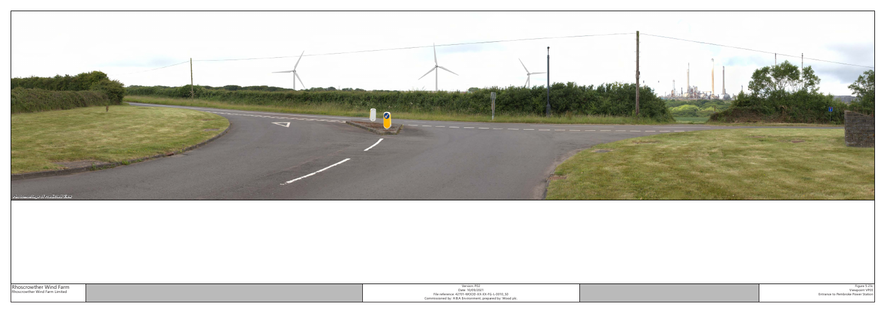Photomontage of Predicted View

Rhoscrowther Wind Farm
Rhoscrowther Wind Farm Limited

Version: P02
Date: 10/09/2021
File reference: 42701-WOOD-XX-XX-FG-L-0010_S0
Commissioned by: R.B.A Environment, prepared by: Wood plc.

Figure 5.23c
Viewpoint VP03
Entrance to Pembroke Power Station